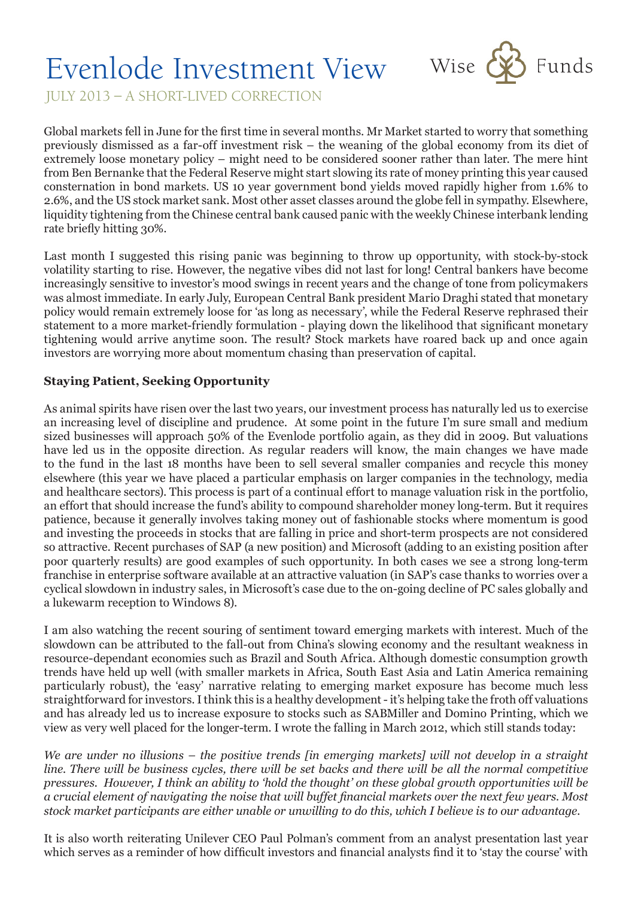# Evenlode Investment View

Wise Funds

JULY 2013 – A SHORT-LIVED CORRECTION

Global markets fell in June for the first time in several months. Mr Market started to worry that something previously dismissed as a far-off investment risk – the weaning of the global economy from its diet of extremely loose monetary policy – might need to be considered sooner rather than later. The mere hint from Ben Bernanke that the Federal Reserve might start slowing its rate of money printing this year caused consternation in bond markets. US 10 year government bond yields moved rapidly higher from 1.6% to 2.6%, and the US stock market sank. Most other asset classes around the globe fell in sympathy. Elsewhere, liquidity tightening from the Chinese central bank caused panic with the weekly Chinese interbank lending rate briefly hitting 30%.

Last month I suggested this rising panic was beginning to throw up opportunity, with stock-by-stock volatility starting to rise. However, the negative vibes did not last for long! Central bankers have become increasingly sensitive to investor's mood swings in recent years and the change of tone from policymakers was almost immediate. In early July, European Central Bank president Mario Draghi stated that monetary policy would remain extremely loose for 'as long as necessary', while the Federal Reserve rephrased their statement to a more market-friendly formulation - playing down the likelihood that significant monetary tightening would arrive anytime soon. The result? Stock markets have roared back up and once again investors are worrying more about momentum chasing than preservation of capital.

**Staying Patient, Seeking Opportunity**

As animal spirits have risen over the last two years, our investment process has naturally led us to exercise an increasing level of discipline and prudence. At some point in the future I'm sure small and medium sized businesses will approach 50% of the Evenlode portfolio again, as they did in 2009. But valuations have led us in the opposite direction. As regular readers will know, the main changes we have made to the fund in the last 18 months have been to sell several smaller companies and recycle this money elsewhere (this year we have placed a particular emphasis on larger companies in the technology, media and healthcare sectors). This process is part of a continual effort to manage valuation risk in the portfolio, an effort that should increase the fund's ability to compound shareholder money long-term. But it requires patience, because it generally involves taking money out of fashionable stocks where momentum is good and investing the proceeds in stocks that are falling in price and short-term prospects are not considered so attractive. Recent purchases of SAP (a new position) and Microsoft (adding to an existing position after poor quarterly results) are good examples of such opportunity. In both cases we see a strong long-term franchise in enterprise software available at an attractive valuation (in SAP's case thanks to worries over a cyclical slowdown in industry sales, in Microsoft's case due to the on-going decline of PC sales globally and a lukewarm reception to Windows 8).

I am also watching the recent souring of sentiment toward emerging markets with interest. Much of the slowdown can be attributed to the fall-out from China's slowing economy and the resultant weakness in resource-dependant economies such as Brazil and South Africa. Although domestic consumption growth trends have held up well (with smaller markets in Africa, South East Asia and Latin America remaining particularly robust), the 'easy' narrative relating to emerging market exposure has become much less straightforward for investors. I think this is a healthy development - it's helping take the froth off valuations and has already led us to increase exposure to stocks such as SABMiller and Domino Printing, which we view as very well placed for the longer-term. I wrote the falling in March 2012, which still stands today:

*We are under no illusions – the positive trends [in emerging markets] will not develop in a straight line. There will be business cycles, there will be set backs and there will be all the normal competitive pressures. However, I think an ability to 'hold the thought' on these global growth opportunities will be a crucial element of navigating the noise that will buffet financial markets over the next few years. Most stock market participants are either unable or unwilling to do this, which I believe is to our advantage.*

It is also worth reiterating Unilever CEO Paul Polman's comment from an analyst presentation last year which serves as a reminder of how difficult investors and financial analysts find it to 'stay the course' with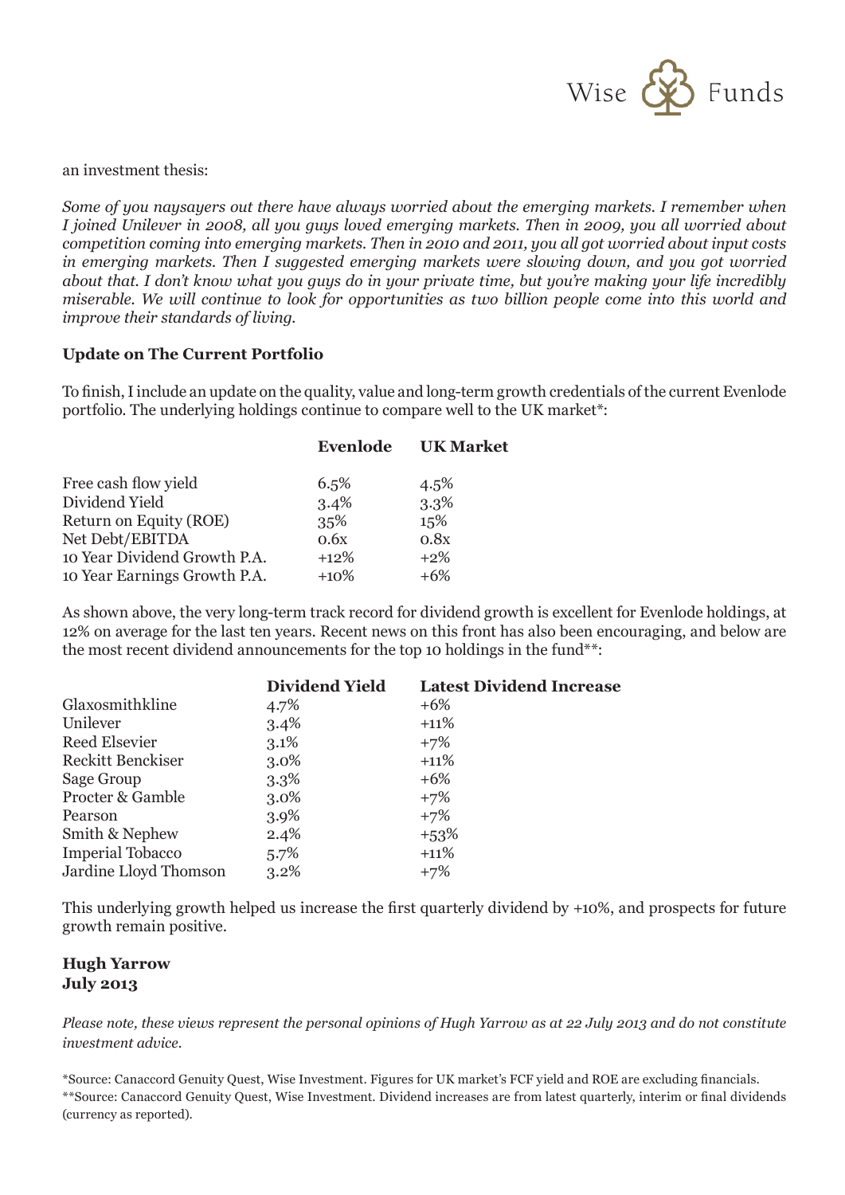an investment thesis:

*Some of you naysayers out there have always worried about the emerging markets. I remember when I joined Unilever in 2008, all you guys loved emerging markets. Then in 2009, you all worried about competition coming into emerging markets. Then in 2010 and 2011, you all got worried about input costs in emerging markets. Then I suggested emerging markets were slowing down, and you got worried about that. I don't know what you guys do in your private time, but you're making your life incredibly miserable. We will continue to look for opportunities as two billion people come into this world and improve their standards of living.*

**Update on The Current Portfolio**

To finish, I include an update on the quality, value and long-term growth credentials of the current Evenlode portfolio. The underlying holdings continue to compare well to the UK market*:

| | **Evenlode** | **UK Market** |
|---|---|---|
| Free cash flow yield | 6.5% | 4.5% |
| Dividend Yield | 3.4% | 3.3% |
| Return on Equity (ROE) | 35% | 15% |
| Net Debt/EBITDA | 0.6x | 0.8x |
| 10 Year Dividend Growth P.A. | +12% | +2% |
| 10 Year Earnings Growth P.A. | +10% | +6% |

As shown above, the very long-term track record for dividend growth is excellent for Evenlode holdings, at 12% on average for the last ten years. Recent news on this front has also been encouraging, and below are the most recent dividend announcements for the top 10 holdings in the fund**:

| | **Dividend Yield** | **Latest Dividend Increase** |
|---|---|---|
| Glaxosmithkline | 4.7% | +6% |
| Unilever | 3.4% | +11% |
| Reed Elsevier | 3.1% | +7% |
| Reckitt Benckiser | 3.0% | +11% |
| Sage Group | 3.3% | +6% |
| Procter & Gamble | 3.0% | +7% |
| Pearson | 3.9% | +7% |
| Smith & Nephew | 2.4% | +53% |
| Imperial Tobacco | 5.7% | +11% |
| Jardine Lloyd Thomson | 3.2% | +7% |

This underlying growth helped us increase the first quarterly dividend by +10%, and prospects for future growth remain positive.

**Hugh Yarrow**
**July 2013**

*Please note, these views represent the personal opinions of Hugh Yarrow as at 22 July 2013 and do not constitute investment advice.*

*Source: Canaccord Genuity Quest, Wise Investment. Figures for UK market's FCF yield and ROE are excluding financials.
**Source: Canaccord Genuity Quest, Wise Investment. Dividend increases are from latest quarterly, interim or final dividends (currency as reported).